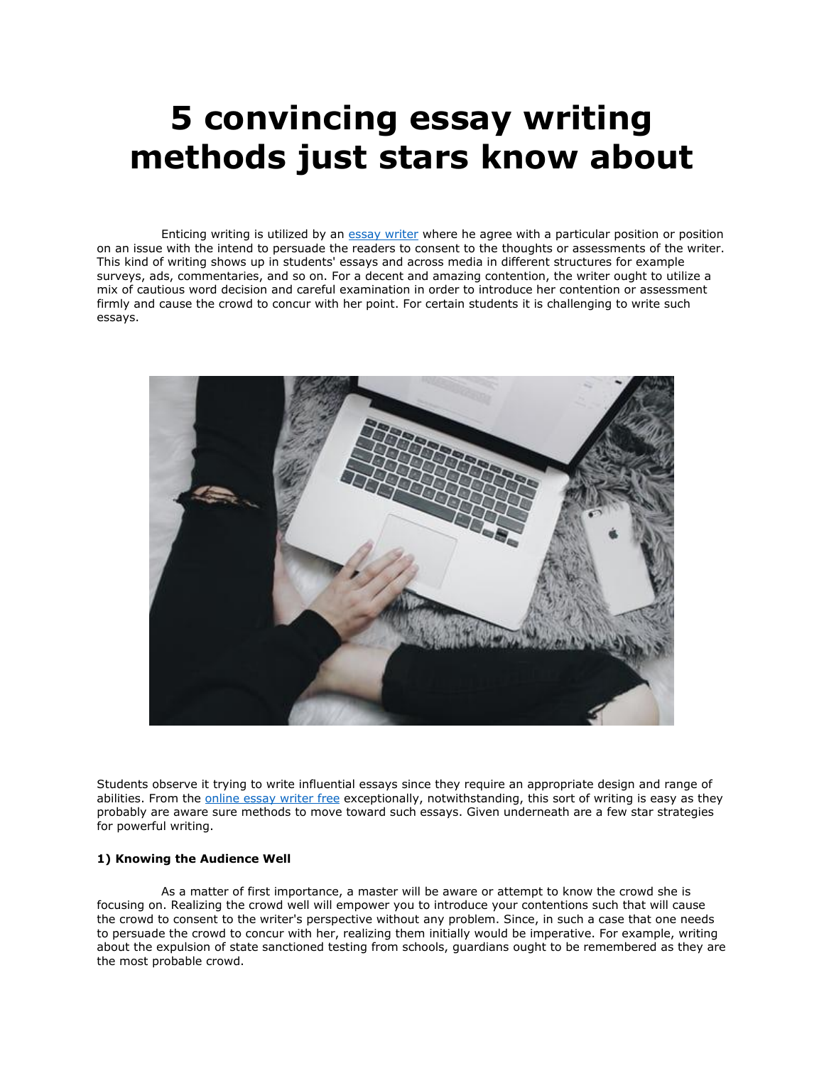# 5 convincing essay writing methods just stars know about

Enticing writing is utilized by an essay writer where he agree with a particular position or position on an issue with the intend to persuade the readers to consent to the thoughts or assessments of the writer. This kind of writing shows up in students' essays and across media in different structures for example surveys, ads, commentaries, and so on. For a decent and amazing contention, the writer ought to utilize a mix of cautious word decision and careful examination in order to introduce her contention or assessment firmly and cause the crowd to concur with her point. For certain students it is challenging to write such essays.

Students observe it trying to write influential essays since they require an appropriate design and range of abilities. From the online essay writer free exceptionally, notwithstanding, this sort of writing is easy as they probably are aware sure methods to move toward such essays. Given underneath are a few star strategies for powerful writing.

**1) Knowing the Audience Well**

As a matter of first importance, a master will be aware or attempt to know the crowd she is focusing on. Realizing the crowd well will empower you to introduce your contentions such that will cause the crowd to consent to the writer's perspective without any problem. Since, in such a case that one needs to persuade the crowd to concur with her, realizing them initially would be imperative. For example, writing about the expulsion of state sanctioned testing from schools, guardians ought to be remembered as they are the most probable crowd.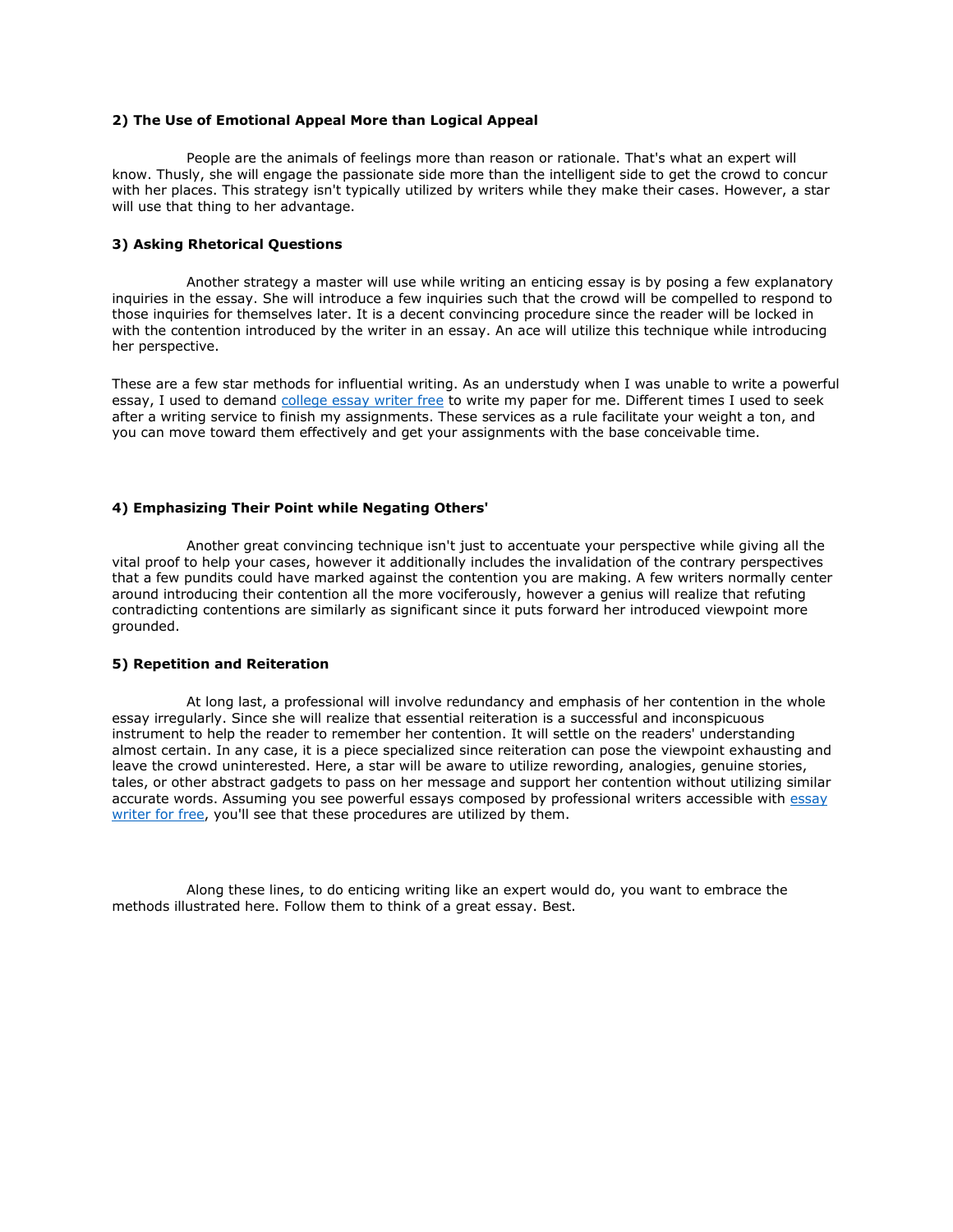**2) The Use of Emotional Appeal More than Logical Appeal**

People are the animals of feelings more than reason or rationale. That's what an expert will know. Thusly, she will engage the passionate side more than the intelligent side to get the crowd to concur with her places. This strategy isn't typically utilized by writers while they make their cases. However, a star will use that thing to her advantage.

**3) Asking Rhetorical Questions**

Another strategy a master will use while writing an enticing essay is by posing a few explanatory inquiries in the essay. She will introduce a few inquiries such that the crowd will be compelled to respond to those inquiries for themselves later. It is a decent convincing procedure since the reader will be locked in with the contention introduced by the writer in an essay. An ace will utilize this technique while introducing her perspective.

These are a few star methods for influential writing. As an understudy when I was unable to write a powerful essay, I used to demand [college essay writer free]() to write my paper for me. Different times I used to seek after a writing service to finish my assignments. These services as a rule facilitate your weight a ton, and you can move toward them effectively and get your assignments with the base conceivable time.

**4) Emphasizing Their Point while Negating Others'**

Another great convincing technique isn't just to accentuate your perspective while giving all the vital proof to help your cases, however it additionally includes the invalidation of the contrary perspectives that a few pundits could have marked against the contention you are making. A few writers normally center around introducing their contention all the more vociferously, however a genius will realize that refuting contradicting contentions are similarly as significant since it puts forward her introduced viewpoint more grounded.

**5) Repetition and Reiteration**

At long last, a professional will involve redundancy and emphasis of her contention in the whole essay irregularly. Since she will realize that essential reiteration is a successful and inconspicuous instrument to help the reader to remember her contention. It will settle on the readers' understanding almost certain. In any case, it is a piece specialized since reiteration can pose the viewpoint exhausting and leave the crowd uninterested. Here, a star will be aware to utilize rewording, analogies, genuine stories, tales, or other abstract gadgets to pass on her message and support her contention without utilizing similar accurate words. Assuming you see powerful essays composed by professional writers accessible with [essay writer for free](), you'll see that these procedures are utilized by them.

Along these lines, to do enticing writing like an expert would do, you want to embrace the methods illustrated here. Follow them to think of a great essay. Best.